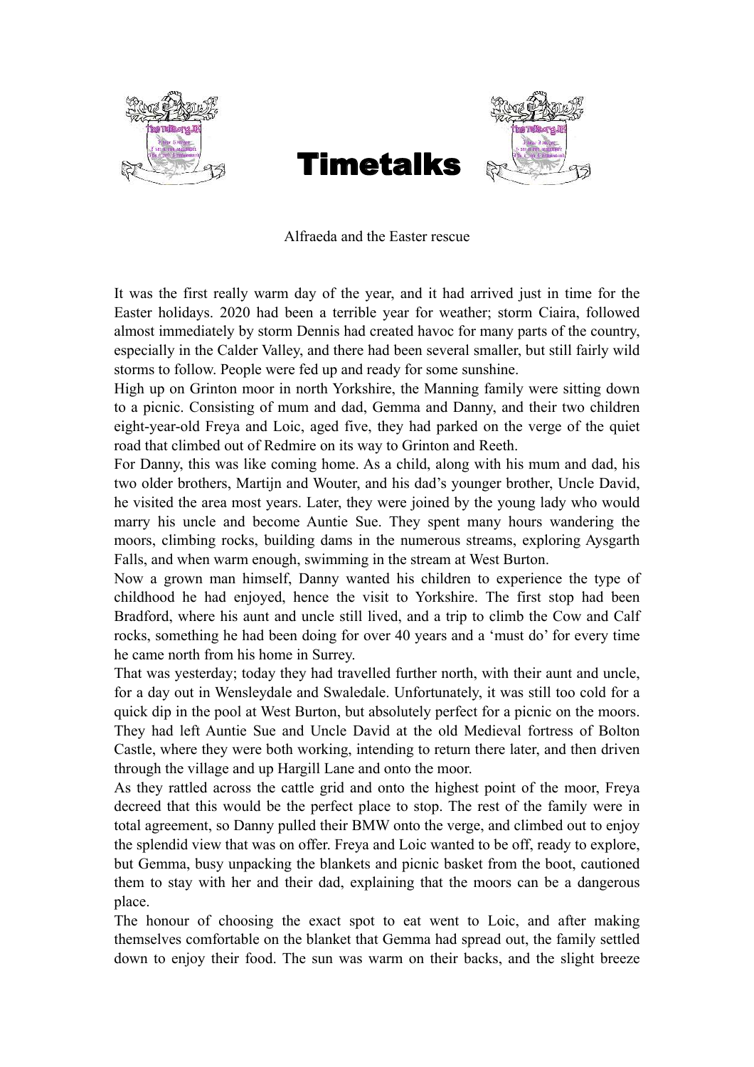# Timetalks

Alfraeda and the Easter rescue

It was the first really warm day of the year, and it had arrived just in time for the Easter holidays. 2020 had been a terrible year for weather; storm Ciaira, followed almost immediately by storm Dennis had created havoc for many parts of the country, especially in the Calder Valley, and there had been several smaller, but still fairly wild storms to follow. People were fed up and ready for some sunshine.

High up on Grinton moor in north Yorkshire, the Manning family were sitting down to a picnic. Consisting of mum and dad, Gemma and Danny, and their two children eight-year-old Freya and Loic, aged five, they had parked on the verge of the quiet road that climbed out of Redmire on its way to Grinton and Reeth.

For Danny, this was like coming home. As a child, along with his mum and dad, his two older brothers, Martijn and Wouter, and his dad's younger brother, Uncle David, he visited the area most years. Later, they were joined by the young lady who would marry his uncle and become Auntie Sue. They spent many hours wandering the moors, climbing rocks, building dams in the numerous streams, exploring Aysgarth Falls, and when warm enough, swimming in the stream at West Burton.

Now a grown man himself, Danny wanted his children to experience the type of childhood he had enjoyed, hence the visit to Yorkshire. The first stop had been Bradford, where his aunt and uncle still lived, and a trip to climb the Cow and Calf rocks, something he had been doing for over 40 years and a 'must do' for every time he came north from his home in Surrey.

That was yesterday; today they had travelled further north, with their aunt and uncle, for a day out in Wensleydale and Swaledale. Unfortunately, it was still too cold for a quick dip in the pool at West Burton, but absolutely perfect for a picnic on the moors. They had left Auntie Sue and Uncle David at the old Medieval fortress of Bolton Castle, where they were both working, intending to return there later, and then driven through the village and up Hargill Lane and onto the moor.

As they rattled across the cattle grid and onto the highest point of the moor, Freya decreed that this would be the perfect place to stop. The rest of the family were in total agreement, so Danny pulled their BMW onto the verge, and climbed out to enjoy the splendid view that was on offer. Freya and Loic wanted to be off, ready to explore, but Gemma, busy unpacking the blankets and picnic basket from the boot, cautioned them to stay with her and their dad, explaining that the moors can be a dangerous place.

The honour of choosing the exact spot to eat went to Loic, and after making themselves comfortable on the blanket that Gemma had spread out, the family settled down to enjoy their food. The sun was warm on their backs, and the slight breeze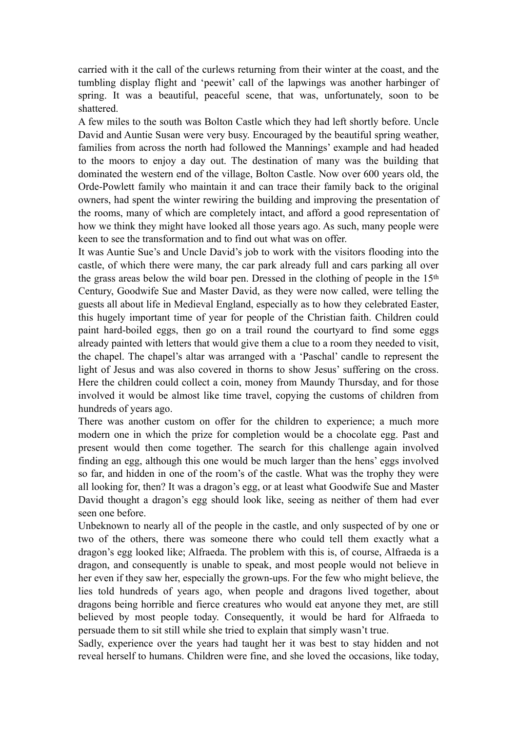carried with it the call of the curlews returning from their winter at the coast, and the tumbling display flight and 'peewit' call of the lapwings was another harbinger of spring. It was a beautiful, peaceful scene, that was, unfortunately, soon to be shattered.

A few miles to the south was Bolton Castle which they had left shortly before. Uncle David and Auntie Susan were very busy. Encouraged by the beautiful spring weather, families from across the north had followed the Mannings' example and had headed to the moors to enjoy a day out. The destination of many was the building that dominated the western end of the village, Bolton Castle. Now over 600 years old, the Orde-Powlett family who maintain it and can trace their family back to the original owners, had spent the winter rewiring the building and improving the presentation of the rooms, many of which are completely intact, and afford a good representation of how we think they might have looked all those years ago. As such, many people were keen to see the transformation and to find out what was on offer.

It was Auntie Sue's and Uncle David's job to work with the visitors flooding into the castle, of which there were many, the car park already full and cars parking all over the grass areas below the wild boar pen. Dressed in the clothing of people in the 15th Century, Goodwife Sue and Master David, as they were now called, were telling the guests all about life in Medieval England, especially as to how they celebrated Easter, this hugely important time of year for people of the Christian faith. Children could paint hard-boiled eggs, then go on a trail round the courtyard to find some eggs already painted with letters that would give them a clue to a room they needed to visit, the chapel. The chapel's altar was arranged with a 'Paschal' candle to represent the light of Jesus and was also covered in thorns to show Jesus' suffering on the cross. Here the children could collect a coin, money from Maundy Thursday, and for those involved it would be almost like time travel, copying the customs of children from hundreds of years ago.

There was another custom on offer for the children to experience; a much more modern one in which the prize for completion would be a chocolate egg. Past and present would then come together. The search for this challenge again involved finding an egg, although this one would be much larger than the hens' eggs involved so far, and hidden in one of the room's of the castle. What was the trophy they were all looking for, then? It was a dragon's egg, or at least what Goodwife Sue and Master David thought a dragon's egg should look like, seeing as neither of them had ever seen one before.

Unbeknown to nearly all of the people in the castle, and only suspected of by one or two of the others, there was someone there who could tell them exactly what a dragon's egg looked like; Alfraeda. The problem with this is, of course, Alfraeda is a dragon, and consequently is unable to speak, and most people would not believe in her even if they saw her, especially the grown-ups. For the few who might believe, the lies told hundreds of years ago, when people and dragons lived together, about dragons being horrible and fierce creatures who would eat anyone they met, are still believed by most people today. Consequently, it would be hard for Alfraeda to persuade them to sit still while she tried to explain that simply wasn't true.

Sadly, experience over the years had taught her it was best to stay hidden and not reveal herself to humans. Children were fine, and she loved the occasions, like today,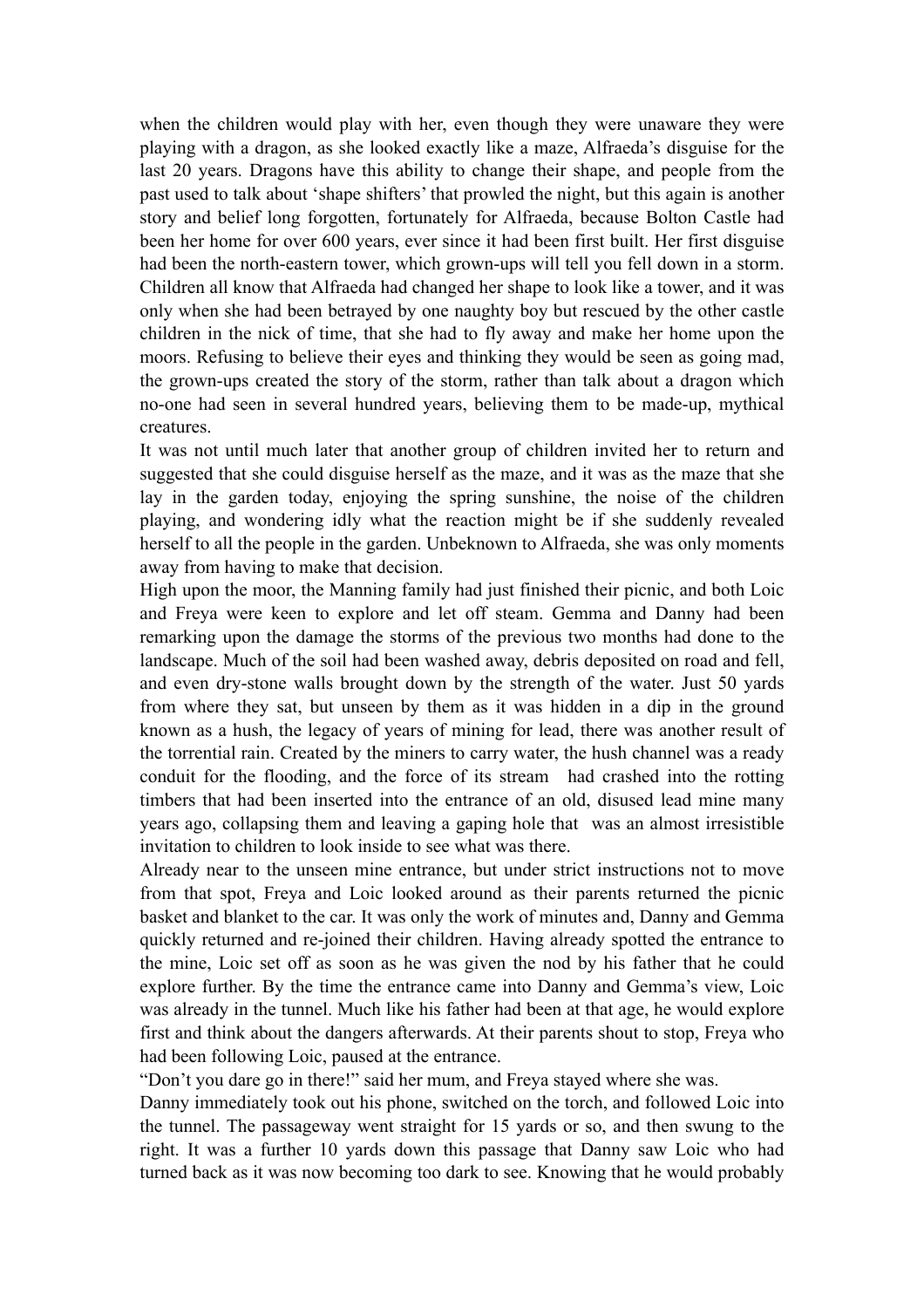when the children would play with her, even though they were unaware they were playing with a dragon, as she looked exactly like a maze, Alfraeda's disguise for the last 20 years. Dragons have this ability to change their shape, and people from the past used to talk about 'shape shifters' that prowled the night, but this again is another story and belief long forgotten, fortunately for Alfraeda, because Bolton Castle had been her home for over 600 years, ever since it had been first built. Her first disguise had been the north-eastern tower, which grown-ups will tell you fell down in a storm. Children all know that Alfraeda had changed her shape to look like a tower, and it was only when she had been betrayed by one naughty boy but rescued by the other castle children in the nick of time, that she had to fly away and make her home upon the moors. Refusing to believe their eyes and thinking they would be seen as going mad, the grown-ups created the story of the storm, rather than talk about a dragon which no-one had seen in several hundred years, believing them to be made-up, mythical creatures.

It was not until much later that another group of children invited her to return and suggested that she could disguise herself as the maze, and it was as the maze that she lay in the garden today, enjoying the spring sunshine, the noise of the children playing, and wondering idly what the reaction might be if she suddenly revealed herself to all the people in the garden. Unbeknown to Alfraeda, she was only moments away from having to make that decision.

High upon the moor, the Manning family had just finished their picnic, and both Loic and Freya were keen to explore and let off steam. Gemma and Danny had been remarking upon the damage the storms of the previous two months had done to the landscape. Much of the soil had been washed away, debris deposited on road and fell, and even dry-stone walls brought down by the strength of the water. Just 50 yards from where they sat, but unseen by them as it was hidden in a dip in the ground known as a hush, the legacy of years of mining for lead, there was another result of the torrential rain. Created by the miners to carry water, the hush channel was a ready conduit for the flooding, and the force of its stream had crashed into the rotting timbers that had been inserted into the entrance of an old, disused lead mine many years ago, collapsing them and leaving a gaping hole that was an almost irresistible invitation to children to look inside to see what was there.

Already near to the unseen mine entrance, but under strict instructions not to move from that spot, Freya and Loic looked around as their parents returned the picnic basket and blanket to the car. It was only the work of minutes and, Danny and Gemma quickly returned and re-joined their children. Having already spotted the entrance to the mine, Loic set off as soon as he was given the nod by his father that he could explore further. By the time the entrance came into Danny and Gemma's view, Loic was already in the tunnel. Much like his father had been at that age, he would explore first and think about the dangers afterwards. At their parents shout to stop, Freya who had been following Loic, paused at the entrance.

"Don't you dare go in there!" said her mum, and Freya stayed where she was.

Danny immediately took out his phone, switched on the torch, and followed Loic into the tunnel. The passageway went straight for 15 yards or so, and then swung to the right. It was a further 10 yards down this passage that Danny saw Loic who had turned back as it was now becoming too dark to see. Knowing that he would probably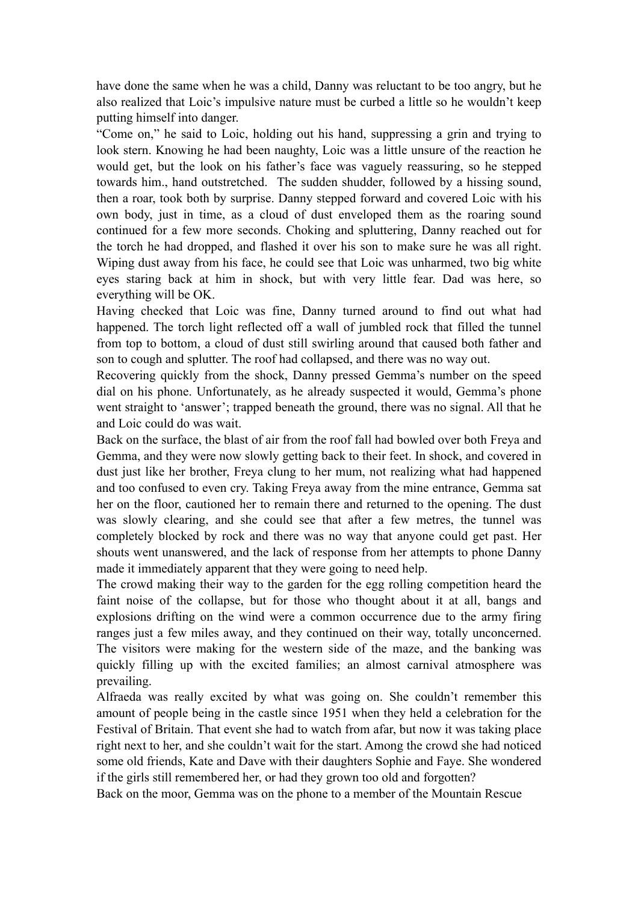have done the same when he was a child, Danny was reluctant to be too angry, but he also realized that Loic's impulsive nature must be curbed a little so he wouldn't keep putting himself into danger.

"Come on," he said to Loic, holding out his hand, suppressing a grin and trying to look stern. Knowing he had been naughty, Loic was a little unsure of the reaction he would get, but the look on his father's face was vaguely reassuring, so he stepped towards him., hand outstretched. The sudden shudder, followed by a hissing sound, then a roar, took both by surprise. Danny stepped forward and covered Loic with his own body, just in time, as a cloud of dust enveloped them as the roaring sound continued for a few more seconds. Choking and spluttering, Danny reached out for the torch he had dropped, and flashed it over his son to make sure he was all right. Wiping dust away from his face, he could see that Loic was unharmed, two big white eyes staring back at him in shock, but with very little fear. Dad was here, so everything will be OK.

Having checked that Loic was fine, Danny turned around to find out what had happened. The torch light reflected off a wall of jumbled rock that filled the tunnel from top to bottom, a cloud of dust still swirling around that caused both father and son to cough and splutter. The roof had collapsed, and there was no way out.

Recovering quickly from the shock, Danny pressed Gemma's number on the speed dial on his phone. Unfortunately, as he already suspected it would, Gemma's phone went straight to 'answer'; trapped beneath the ground, there was no signal. All that he and Loic could do was wait.

Back on the surface, the blast of air from the roof fall had bowled over both Freya and Gemma, and they were now slowly getting back to their feet. In shock, and covered in dust just like her brother, Freya clung to her mum, not realizing what had happened and too confused to even cry. Taking Freya away from the mine entrance, Gemma sat her on the floor, cautioned her to remain there and returned to the opening. The dust was slowly clearing, and she could see that after a few metres, the tunnel was completely blocked by rock and there was no way that anyone could get past. Her shouts went unanswered, and the lack of response from her attempts to phone Danny made it immediately apparent that they were going to need help.

The crowd making their way to the garden for the egg rolling competition heard the faint noise of the collapse, but for those who thought about it at all, bangs and explosions drifting on the wind were a common occurrence due to the army firing ranges just a few miles away, and they continued on their way, totally unconcerned. The visitors were making for the western side of the maze, and the banking was quickly filling up with the excited families; an almost carnival atmosphere was prevailing.

Alfraeda was really excited by what was going on. She couldn't remember this amount of people being in the castle since 1951 when they held a celebration for the Festival of Britain. That event she had to watch from afar, but now it was taking place right next to her, and she couldn't wait for the start. Among the crowd she had noticed some old friends, Kate and Dave with their daughters Sophie and Faye. She wondered if the girls still remembered her, or had they grown too old and forgotten?

Back on the moor, Gemma was on the phone to a member of the Mountain Rescue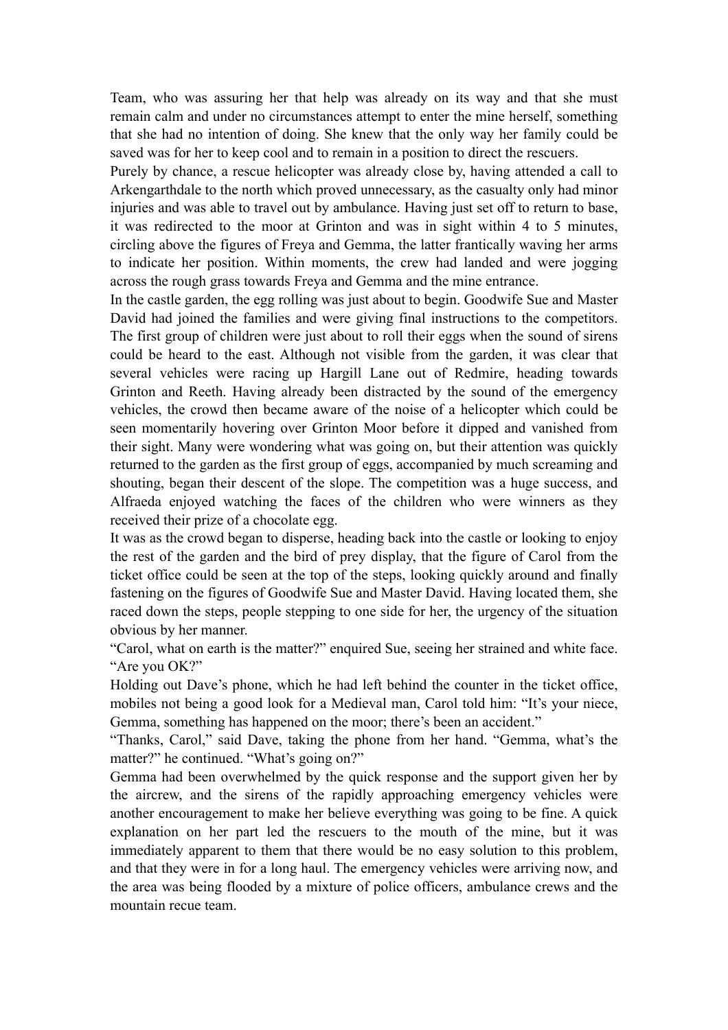Team, who was assuring her that help was already on its way and that she must remain calm and under no circumstances attempt to enter the mine herself, something that she had no intention of doing. She knew that the only way her family could be saved was for her to keep cool and to remain in a position to direct the rescuers.

Purely by chance, a rescue helicopter was already close by, having attended a call to Arkengarthdale to the north which proved unnecessary, as the casualty only had minor injuries and was able to travel out by ambulance. Having just set off to return to base, it was redirected to the moor at Grinton and was in sight within 4 to 5 minutes, circling above the figures of Freya and Gemma, the latter frantically waving her arms to indicate her position. Within moments, the crew had landed and were jogging across the rough grass towards Freya and Gemma and the mine entrance.

In the castle garden, the egg rolling was just about to begin. Goodwife Sue and Master David had joined the families and were giving final instructions to the competitors. The first group of children were just about to roll their eggs when the sound of sirens could be heard to the east. Although not visible from the garden, it was clear that several vehicles were racing up Hargill Lane out of Redmire, heading towards Grinton and Reeth. Having already been distracted by the sound of the emergency vehicles, the crowd then became aware of the noise of a helicopter which could be seen momentarily hovering over Grinton Moor before it dipped and vanished from their sight. Many were wondering what was going on, but their attention was quickly returned to the garden as the first group of eggs, accompanied by much screaming and shouting, began their descent of the slope. The competition was a huge success, and Alfraeda enjoyed watching the faces of the children who were winners as they received their prize of a chocolate egg.

It was as the crowd began to disperse, heading back into the castle or looking to enjoy the rest of the garden and the bird of prey display, that the figure of Carol from the ticket office could be seen at the top of the steps, looking quickly around and finally fastening on the figures of Goodwife Sue and Master David. Having located them, she raced down the steps, people stepping to one side for her, the urgency of the situation obvious by her manner.

"Carol, what on earth is the matter?" enquired Sue, seeing her strained and white face. "Are you OK?"

Holding out Dave's phone, which he had left behind the counter in the ticket office, mobiles not being a good look for a Medieval man, Carol told him: "It's your niece, Gemma, something has happened on the moor; there's been an accident."

"Thanks, Carol," said Dave, taking the phone from her hand. "Gemma, what's the matter?" he continued. "What's going on?"

Gemma had been overwhelmed by the quick response and the support given her by the aircrew, and the sirens of the rapidly approaching emergency vehicles were another encouragement to make her believe everything was going to be fine. A quick explanation on her part led the rescuers to the mouth of the mine, but it was immediately apparent to them that there would be no easy solution to this problem, and that they were in for a long haul. The emergency vehicles were arriving now, and the area was being flooded by a mixture of police officers, ambulance crews and the mountain recue team.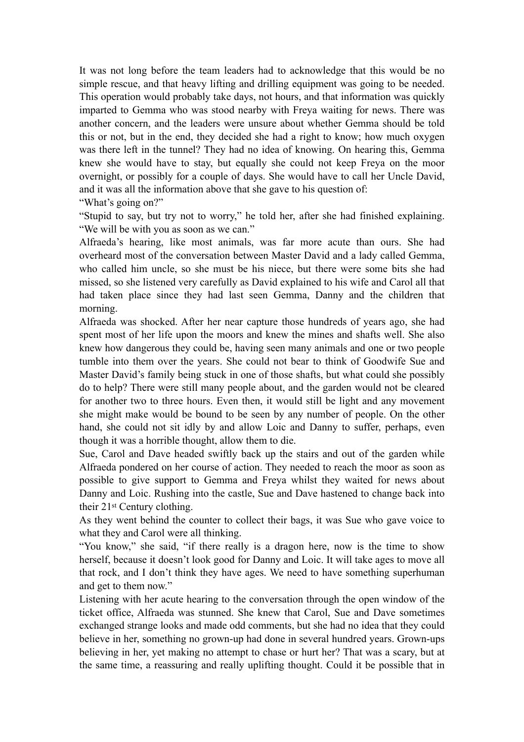It was not long before the team leaders had to acknowledge that this would be no simple rescue, and that heavy lifting and drilling equipment was going to be needed. This operation would probably take days, not hours, and that information was quickly imparted to Gemma who was stood nearby with Freya waiting for news. There was another concern, and the leaders were unsure about whether Gemma should be told this or not, but in the end, they decided she had a right to know; how much oxygen was there left in the tunnel? They had no idea of knowing. On hearing this, Gemma knew she would have to stay, but equally she could not keep Freya on the moor overnight, or possibly for a couple of days. She would have to call her Uncle David, and it was all the information above that she gave to his question of:

"What's going on?"

"Stupid to say, but try not to worry," he told her, after she had finished explaining. "We will be with you as soon as we can."

Alfraeda's hearing, like most animals, was far more acute than ours. She had overheard most of the conversation between Master David and a lady called Gemma, who called him uncle, so she must be his niece, but there were some bits she had missed, so she listened very carefully as David explained to his wife and Carol all that had taken place since they had last seen Gemma, Danny and the children that morning.

Alfraeda was shocked. After her near capture those hundreds of years ago, she had spent most of her life upon the moors and knew the mines and shafts well. She also knew how dangerous they could be, having seen many animals and one or two people tumble into them over the years. She could not bear to think of Goodwife Sue and Master David's family being stuck in one of those shafts, but what could she possibly do to help? There were still many people about, and the garden would not be cleared for another two to three hours. Even then, it would still be light and any movement she might make would be bound to be seen by any number of people. On the other hand, she could not sit idly by and allow Loic and Danny to suffer, perhaps, even though it was a horrible thought, allow them to die.

Sue, Carol and Dave headed swiftly back up the stairs and out of the garden while Alfraeda pondered on her course of action. They needed to reach the moor as soon as possible to give support to Gemma and Freya whilst they waited for news about Danny and Loic. Rushing into the castle, Sue and Dave hastened to change back into their 21st Century clothing.

As they went behind the counter to collect their bags, it was Sue who gave voice to what they and Carol were all thinking.

"You know," she said, "if there really is a dragon here, now is the time to show herself, because it doesn't look good for Danny and Loic. It will take ages to move all that rock, and I don't think they have ages. We need to have something superhuman and get to them now."

Listening with her acute hearing to the conversation through the open window of the ticket office, Alfraeda was stunned. She knew that Carol, Sue and Dave sometimes exchanged strange looks and made odd comments, but she had no idea that they could believe in her, something no grown-up had done in several hundred years. Grown-ups believing in her, yet making no attempt to chase or hurt her? That was a scary, but at the same time, a reassuring and really uplifting thought. Could it be possible that in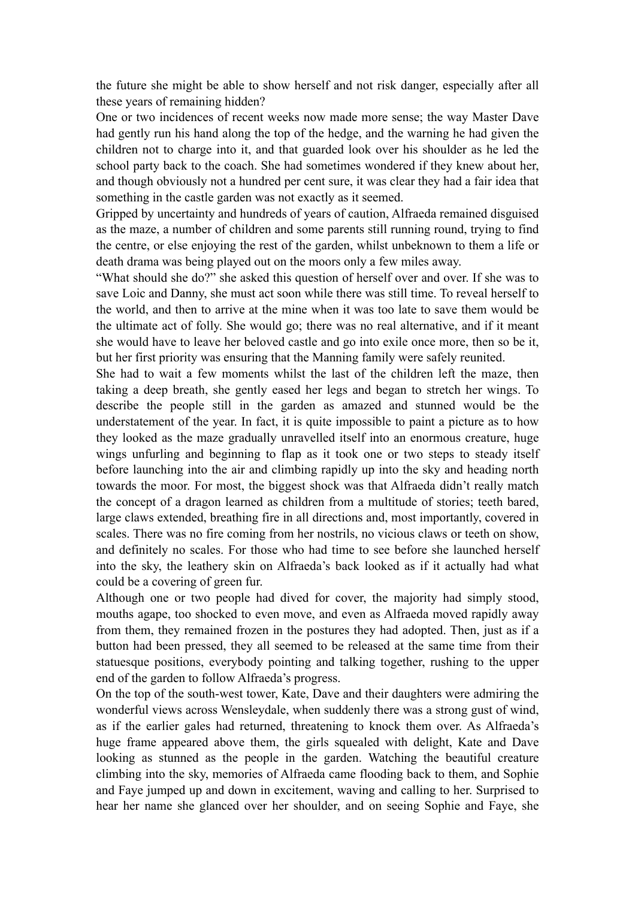the future she might be able to show herself and not risk danger, especially after all these years of remaining hidden?

One or two incidences of recent weeks now made more sense; the way Master Dave had gently run his hand along the top of the hedge, and the warning he had given the children not to charge into it, and that guarded look over his shoulder as he led the school party back to the coach. She had sometimes wondered if they knew about her, and though obviously not a hundred per cent sure, it was clear they had a fair idea that something in the castle garden was not exactly as it seemed.

Gripped by uncertainty and hundreds of years of caution, Alfraeda remained disguised as the maze, a number of children and some parents still running round, trying to find the centre, or else enjoying the rest of the garden, whilst unbeknown to them a life or death drama was being played out on the moors only a few miles away.

"What should she do?" she asked this question of herself over and over. If she was to save Loic and Danny, she must act soon while there was still time. To reveal herself to the world, and then to arrive at the mine when it was too late to save them would be the ultimate act of folly. She would go; there was no real alternative, and if it meant she would have to leave her beloved castle and go into exile once more, then so be it, but her first priority was ensuring that the Manning family were safely reunited.

She had to wait a few moments whilst the last of the children left the maze, then taking a deep breath, she gently eased her legs and began to stretch her wings. To describe the people still in the garden as amazed and stunned would be the understatement of the year. In fact, it is quite impossible to paint a picture as to how they looked as the maze gradually unravelled itself into an enormous creature, huge wings unfurling and beginning to flap as it took one or two steps to steady itself before launching into the air and climbing rapidly up into the sky and heading north towards the moor. For most, the biggest shock was that Alfraeda didn't really match the concept of a dragon learned as children from a multitude of stories; teeth bared, large claws extended, breathing fire in all directions and, most importantly, covered in scales. There was no fire coming from her nostrils, no vicious claws or teeth on show, and definitely no scales. For those who had time to see before she launched herself into the sky, the leathery skin on Alfraeda's back looked as if it actually had what could be a covering of green fur.

Although one or two people had dived for cover, the majority had simply stood, mouths agape, too shocked to even move, and even as Alfraeda moved rapidly away from them, they remained frozen in the postures they had adopted. Then, just as if a button had been pressed, they all seemed to be released at the same time from their statuesque positions, everybody pointing and talking together, rushing to the upper end of the garden to follow Alfraeda's progress.

On the top of the south-west tower, Kate, Dave and their daughters were admiring the wonderful views across Wensleydale, when suddenly there was a strong gust of wind, as if the earlier gales had returned, threatening to knock them over. As Alfraeda's huge frame appeared above them, the girls squealed with delight, Kate and Dave looking as stunned as the people in the garden. Watching the beautiful creature climbing into the sky, memories of Alfraeda came flooding back to them, and Sophie and Faye jumped up and down in excitement, waving and calling to her. Surprised to hear her name she glanced over her shoulder, and on seeing Sophie and Faye, she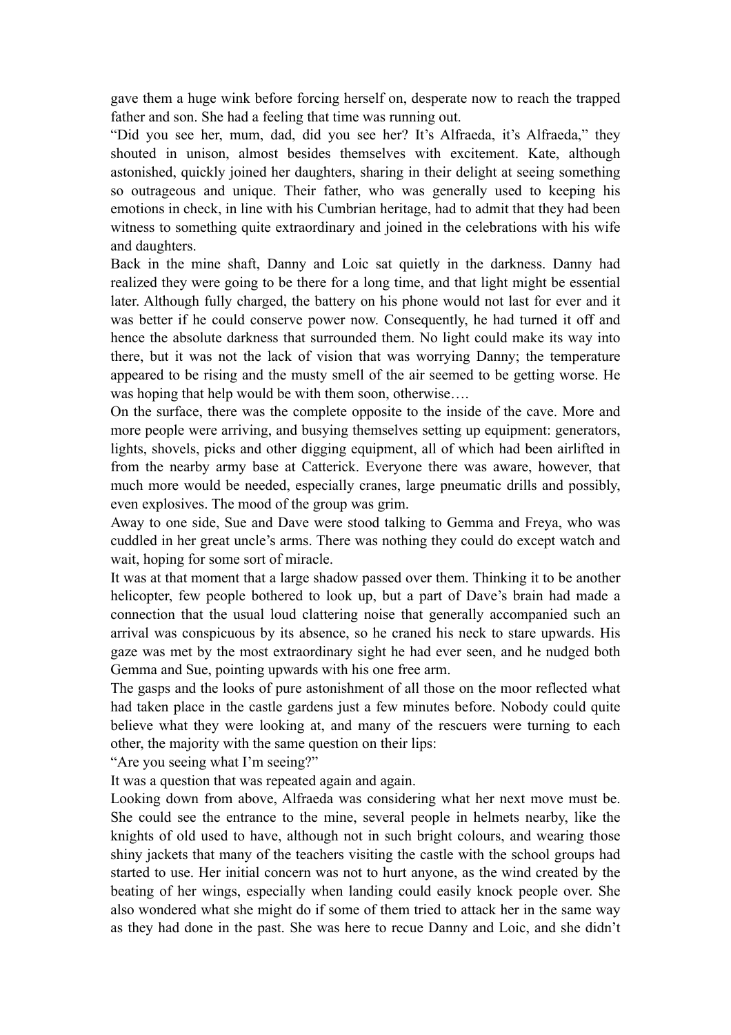gave them a huge wink before forcing herself on, desperate now to reach the trapped father and son. She had a feeling that time was running out.

"Did you see her, mum, dad, did you see her? It's Alfraeda, it's Alfraeda," they shouted in unison, almost besides themselves with excitement. Kate, although astonished, quickly joined her daughters, sharing in their delight at seeing something so outrageous and unique. Their father, who was generally used to keeping his emotions in check, in line with his Cumbrian heritage, had to admit that they had been witness to something quite extraordinary and joined in the celebrations with his wife and daughters.

Back in the mine shaft, Danny and Loic sat quietly in the darkness. Danny had realized they were going to be there for a long time, and that light might be essential later. Although fully charged, the battery on his phone would not last for ever and it was better if he could conserve power now. Consequently, he had turned it off and hence the absolute darkness that surrounded them. No light could make its way into there, but it was not the lack of vision that was worrying Danny; the temperature appeared to be rising and the musty smell of the air seemed to be getting worse. He was hoping that help would be with them soon, otherwise….

On the surface, there was the complete opposite to the inside of the cave. More and more people were arriving, and busying themselves setting up equipment: generators, lights, shovels, picks and other digging equipment, all of which had been airlifted in from the nearby army base at Catterick. Everyone there was aware, however, that much more would be needed, especially cranes, large pneumatic drills and possibly, even explosives. The mood of the group was grim.

Away to one side, Sue and Dave were stood talking to Gemma and Freya, who was cuddled in her great uncle's arms. There was nothing they could do except watch and wait, hoping for some sort of miracle.

It was at that moment that a large shadow passed over them. Thinking it to be another helicopter, few people bothered to look up, but a part of Dave's brain had made a connection that the usual loud clattering noise that generally accompanied such an arrival was conspicuous by its absence, so he craned his neck to stare upwards. His gaze was met by the most extraordinary sight he had ever seen, and he nudged both Gemma and Sue, pointing upwards with his one free arm.

The gasps and the looks of pure astonishment of all those on the moor reflected what had taken place in the castle gardens just a few minutes before. Nobody could quite believe what they were looking at, and many of the rescuers were turning to each other, the majority with the same question on their lips:

"Are you seeing what I'm seeing?"

It was a question that was repeated again and again.

Looking down from above, Alfraeda was considering what her next move must be. She could see the entrance to the mine, several people in helmets nearby, like the knights of old used to have, although not in such bright colours, and wearing those shiny jackets that many of the teachers visiting the castle with the school groups had started to use. Her initial concern was not to hurt anyone, as the wind created by the beating of her wings, especially when landing could easily knock people over. She also wondered what she might do if some of them tried to attack her in the same way as they had done in the past. She was here to recue Danny and Loic, and she didn't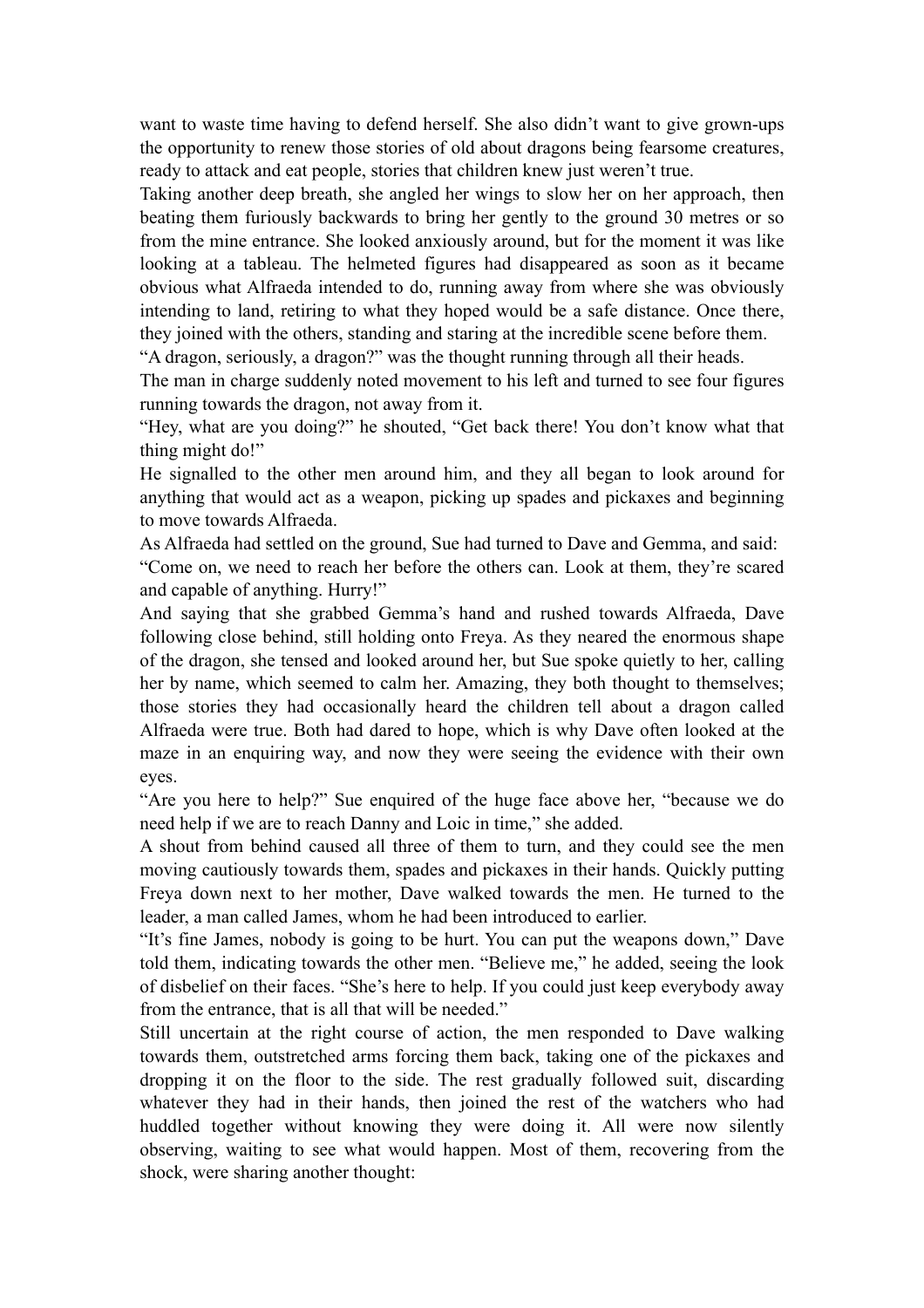want to waste time having to defend herself. She also didn't want to give grown-ups the opportunity to renew those stories of old about dragons being fearsome creatures, ready to attack and eat people, stories that children knew just weren't true.

Taking another deep breath, she angled her wings to slow her on her approach, then beating them furiously backwards to bring her gently to the ground 30 metres or so from the mine entrance. She looked anxiously around, but for the moment it was like looking at a tableau. The helmeted figures had disappeared as soon as it became obvious what Alfraeda intended to do, running away from where she was obviously intending to land, retiring to what they hoped would be a safe distance. Once there, they joined with the others, standing and staring at the incredible scene before them.

"A dragon, seriously, a dragon?" was the thought running through all their heads.

The man in charge suddenly noted movement to his left and turned to see four figures running towards the dragon, not away from it.

"Hey, what are you doing?" he shouted, "Get back there! You don't know what that thing might do!"

He signalled to the other men around him, and they all began to look around for anything that would act as a weapon, picking up spades and pickaxes and beginning to move towards Alfraeda.

As Alfraeda had settled on the ground, Sue had turned to Dave and Gemma, and said:

"Come on, we need to reach her before the others can. Look at them, they're scared and capable of anything. Hurry!"

And saying that she grabbed Gemma's hand and rushed towards Alfraeda, Dave following close behind, still holding onto Freya. As they neared the enormous shape of the dragon, she tensed and looked around her, but Sue spoke quietly to her, calling her by name, which seemed to calm her. Amazing, they both thought to themselves; those stories they had occasionally heard the children tell about a dragon called Alfraeda were true. Both had dared to hope, which is why Dave often looked at the maze in an enquiring way, and now they were seeing the evidence with their own eyes.

"Are you here to help?" Sue enquired of the huge face above her, "because we do need help if we are to reach Danny and Loic in time," she added.

A shout from behind caused all three of them to turn, and they could see the men moving cautiously towards them, spades and pickaxes in their hands. Quickly putting Freya down next to her mother, Dave walked towards the men. He turned to the leader, a man called James, whom he had been introduced to earlier.

"It's fine James, nobody is going to be hurt. You can put the weapons down," Dave told them, indicating towards the other men. "Believe me," he added, seeing the look of disbelief on their faces. "She's here to help. If you could just keep everybody away from the entrance, that is all that will be needed."

Still uncertain at the right course of action, the men responded to Dave walking towards them, outstretched arms forcing them back, taking one of the pickaxes and dropping it on the floor to the side. The rest gradually followed suit, discarding whatever they had in their hands, then joined the rest of the watchers who had huddled together without knowing they were doing it. All were now silently observing, waiting to see what would happen. Most of them, recovering from the shock, were sharing another thought: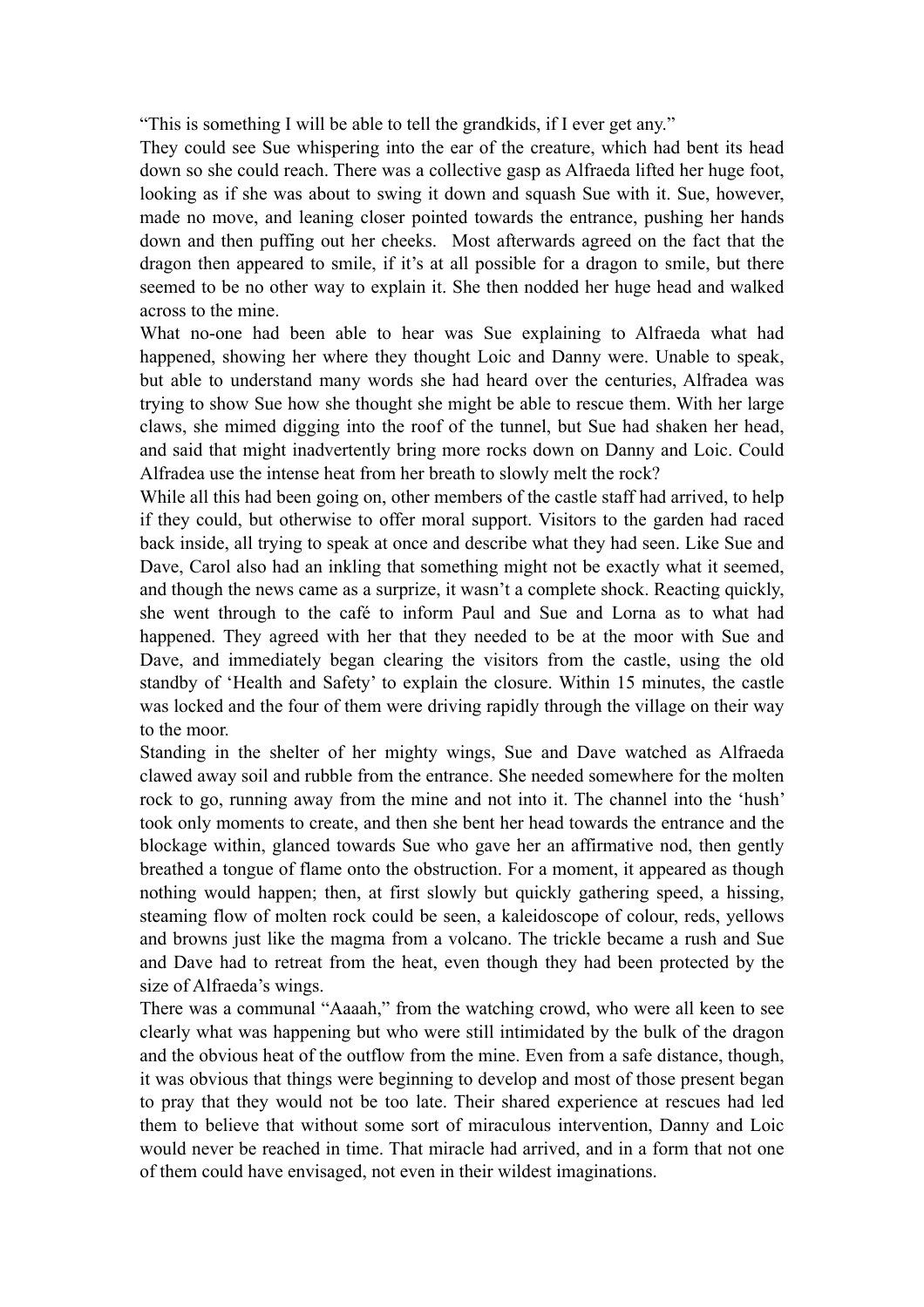"This is something I will be able to tell the grandkids, if I ever get any."

They could see Sue whispering into the ear of the creature, which had bent its head down so she could reach. There was a collective gasp as Alfraeda lifted her huge foot, looking as if she was about to swing it down and squash Sue with it. Sue, however, made no move, and leaning closer pointed towards the entrance, pushing her hands down and then puffing out her cheeks. Most afterwards agreed on the fact that the dragon then appeared to smile, if it's at all possible for a dragon to smile, but there seemed to be no other way to explain it. She then nodded her huge head and walked across to the mine.

What no-one had been able to hear was Sue explaining to Alfraeda what had happened, showing her where they thought Loic and Danny were. Unable to speak, but able to understand many words she had heard over the centuries, Alfradea was trying to show Sue how she thought she might be able to rescue them. With her large claws, she mimed digging into the roof of the tunnel, but Sue had shaken her head, and said that might inadvertently bring more rocks down on Danny and Loic. Could Alfradea use the intense heat from her breath to slowly melt the rock?

While all this had been going on, other members of the castle staff had arrived, to help if they could, but otherwise to offer moral support. Visitors to the garden had raced back inside, all trying to speak at once and describe what they had seen. Like Sue and Dave, Carol also had an inkling that something might not be exactly what it seemed, and though the news came as a surprize, it wasn't a complete shock. Reacting quickly, she went through to the café to inform Paul and Sue and Lorna as to what had happened. They agreed with her that they needed to be at the moor with Sue and Dave, and immediately began clearing the visitors from the castle, using the old standby of 'Health and Safety' to explain the closure. Within 15 minutes, the castle was locked and the four of them were driving rapidly through the village on their way to the moor.

Standing in the shelter of her mighty wings, Sue and Dave watched as Alfraeda clawed away soil and rubble from the entrance. She needed somewhere for the molten rock to go, running away from the mine and not into it. The channel into the 'hush' took only moments to create, and then she bent her head towards the entrance and the blockage within, glanced towards Sue who gave her an affirmative nod, then gently breathed a tongue of flame onto the obstruction. For a moment, it appeared as though nothing would happen; then, at first slowly but quickly gathering speed, a hissing, steaming flow of molten rock could be seen, a kaleidoscope of colour, reds, yellows and browns just like the magma from a volcano. The trickle became a rush and Sue and Dave had to retreat from the heat, even though they had been protected by the size of Alfraeda's wings.

There was a communal "Aaaah," from the watching crowd, who were all keen to see clearly what was happening but who were still intimidated by the bulk of the dragon and the obvious heat of the outflow from the mine. Even from a safe distance, though, it was obvious that things were beginning to develop and most of those present began to pray that they would not be too late. Their shared experience at rescues had led them to believe that without some sort of miraculous intervention, Danny and Loic would never be reached in time. That miracle had arrived, and in a form that not one of them could have envisaged, not even in their wildest imaginations.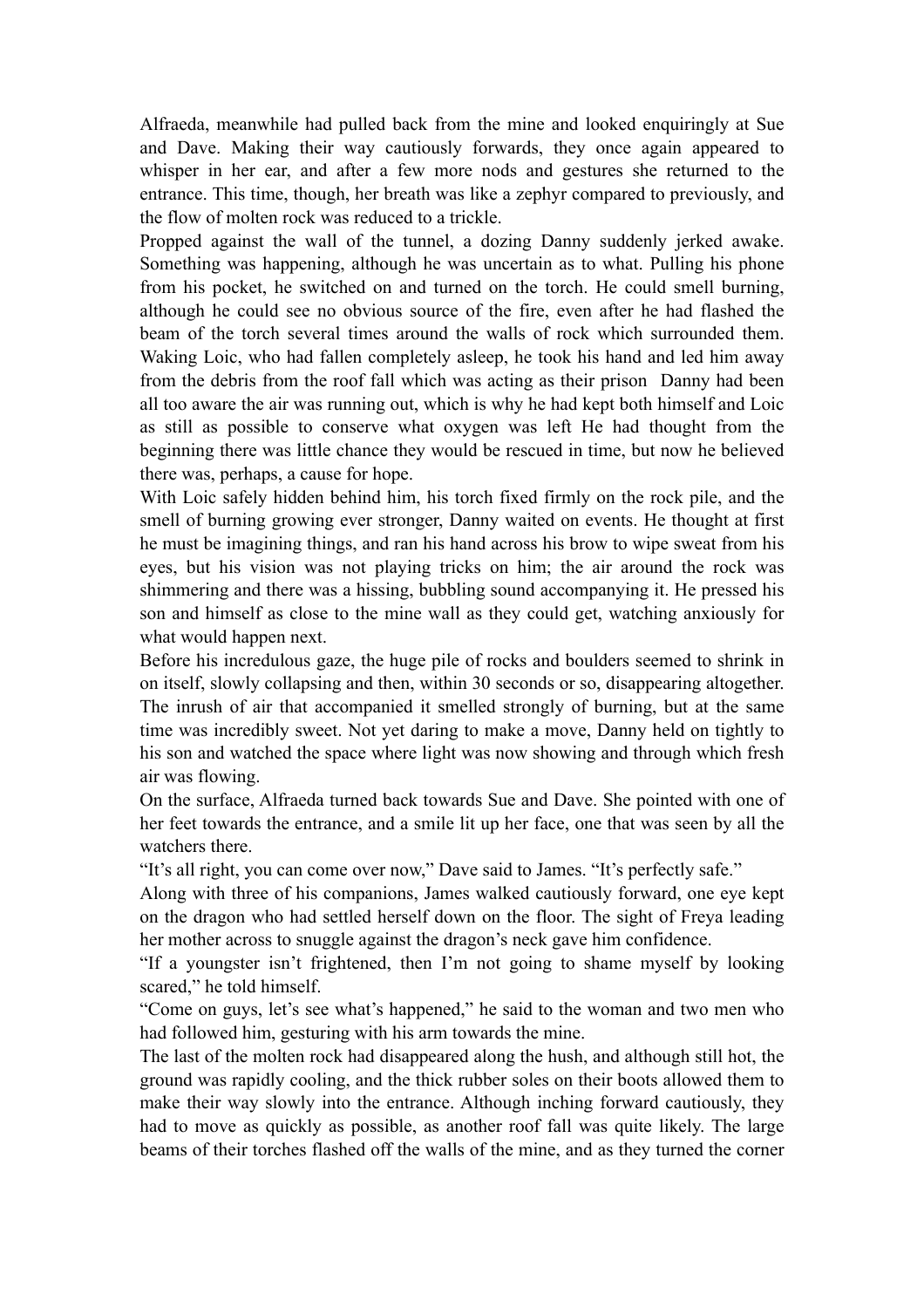Alfraeda, meanwhile had pulled back from the mine and looked enquiringly at Sue and Dave. Making their way cautiously forwards, they once again appeared to whisper in her ear, and after a few more nods and gestures she returned to the entrance. This time, though, her breath was like a zephyr compared to previously, and the flow of molten rock was reduced to a trickle.

Propped against the wall of the tunnel, a dozing Danny suddenly jerked awake. Something was happening, although he was uncertain as to what. Pulling his phone from his pocket, he switched on and turned on the torch. He could smell burning, although he could see no obvious source of the fire, even after he had flashed the beam of the torch several times around the walls of rock which surrounded them. Waking Loic, who had fallen completely asleep, he took his hand and led him away from the debris from the roof fall which was acting as their prison  Danny had been all too aware the air was running out, which is why he had kept both himself and Loic as still as possible to conserve what oxygen was left He had thought from the beginning there was little chance they would be rescued in time, but now he believed there was, perhaps, a cause for hope.

With Loic safely hidden behind him, his torch fixed firmly on the rock pile, and the smell of burning growing ever stronger, Danny waited on events. He thought at first he must be imagining things, and ran his hand across his brow to wipe sweat from his eyes, but his vision was not playing tricks on him; the air around the rock was shimmering and there was a hissing, bubbling sound accompanying it. He pressed his son and himself as close to the mine wall as they could get, watching anxiously for what would happen next.

Before his incredulous gaze, the huge pile of rocks and boulders seemed to shrink in on itself, slowly collapsing and then, within 30 seconds or so, disappearing altogether. The inrush of air that accompanied it smelled strongly of burning, but at the same time was incredibly sweet. Not yet daring to make a move, Danny held on tightly to his son and watched the space where light was now showing and through which fresh air was flowing.

On the surface, Alfraeda turned back towards Sue and Dave. She pointed with one of her feet towards the entrance, and a smile lit up her face, one that was seen by all the watchers there.

"It's all right, you can come over now," Dave said to James. "It's perfectly safe."

Along with three of his companions, James walked cautiously forward, one eye kept on the dragon who had settled herself down on the floor. The sight of Freya leading her mother across to snuggle against the dragon's neck gave him confidence.

"If a youngster isn't frightened, then I'm not going to shame myself by looking scared," he told himself.

"Come on guys, let's see what's happened," he said to the woman and two men who had followed him, gesturing with his arm towards the mine.

The last of the molten rock had disappeared along the hush, and although still hot, the ground was rapidly cooling, and the thick rubber soles on their boots allowed them to make their way slowly into the entrance. Although inching forward cautiously, they had to move as quickly as possible, as another roof fall was quite likely. The large beams of their torches flashed off the walls of the mine, and as they turned the corner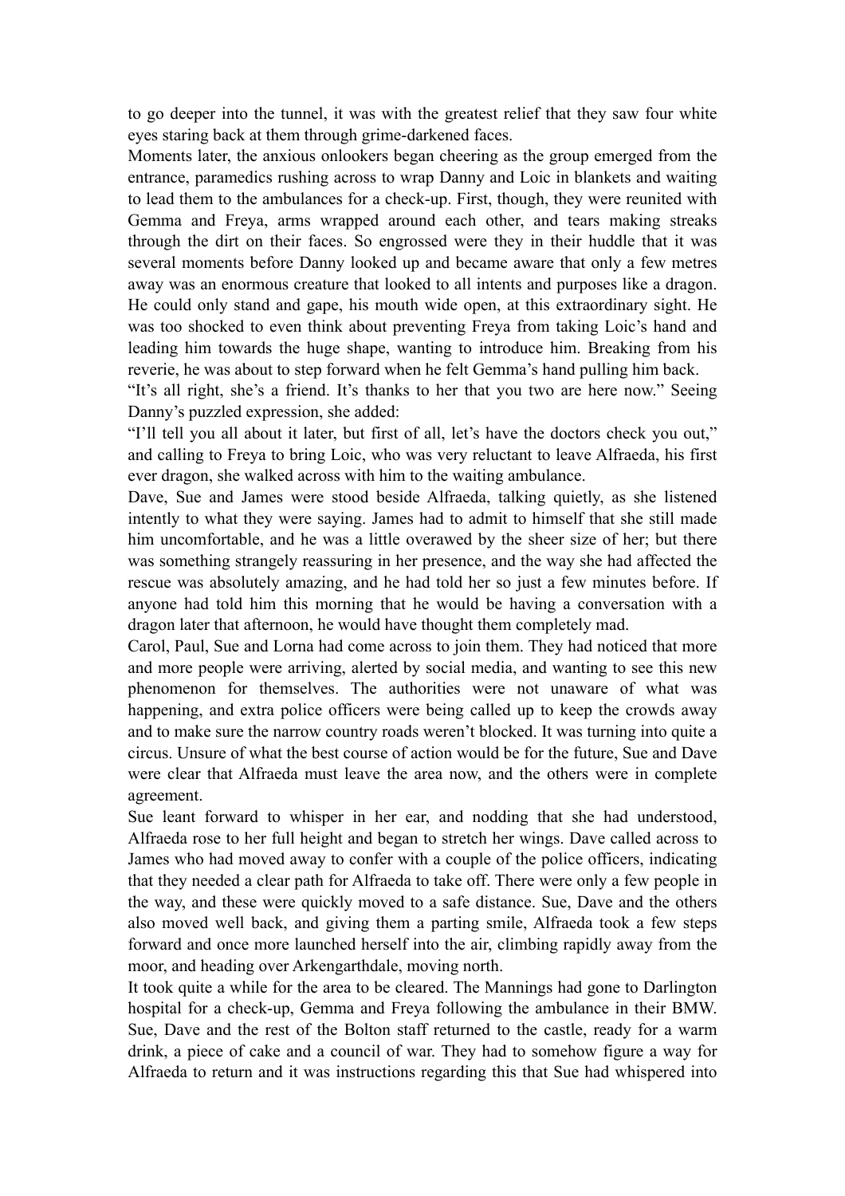to go deeper into the tunnel, it was with the greatest relief that they saw four white eyes staring back at them through grime-darkened faces.

Moments later, the anxious onlookers began cheering as the group emerged from the entrance, paramedics rushing across to wrap Danny and Loic in blankets and waiting to lead them to the ambulances for a check-up. First, though, they were reunited with Gemma and Freya, arms wrapped around each other, and tears making streaks through the dirt on their faces. So engrossed were they in their huddle that it was several moments before Danny looked up and became aware that only a few metres away was an enormous creature that looked to all intents and purposes like a dragon. He could only stand and gape, his mouth wide open, at this extraordinary sight. He was too shocked to even think about preventing Freya from taking Loic's hand and leading him towards the huge shape, wanting to introduce him. Breaking from his reverie, he was about to step forward when he felt Gemma's hand pulling him back.

"It's all right, she's a friend. It's thanks to her that you two are here now." Seeing Danny's puzzled expression, she added:

"I'll tell you all about it later, but first of all, let's have the doctors check you out," and calling to Freya to bring Loic, who was very reluctant to leave Alfraeda, his first ever dragon, she walked across with him to the waiting ambulance.

Dave, Sue and James were stood beside Alfraeda, talking quietly, as she listened intently to what they were saying. James had to admit to himself that she still made him uncomfortable, and he was a little overawed by the sheer size of her; but there was something strangely reassuring in her presence, and the way she had affected the rescue was absolutely amazing, and he had told her so just a few minutes before. If anyone had told him this morning that he would be having a conversation with a dragon later that afternoon, he would have thought them completely mad.

Carol, Paul, Sue and Lorna had come across to join them. They had noticed that more and more people were arriving, alerted by social media, and wanting to see this new phenomenon for themselves. The authorities were not unaware of what was happening, and extra police officers were being called up to keep the crowds away and to make sure the narrow country roads weren't blocked. It was turning into quite a circus. Unsure of what the best course of action would be for the future, Sue and Dave were clear that Alfraeda must leave the area now, and the others were in complete agreement.

Sue leant forward to whisper in her ear, and nodding that she had understood, Alfraeda rose to her full height and began to stretch her wings. Dave called across to James who had moved away to confer with a couple of the police officers, indicating that they needed a clear path for Alfraeda to take off. There were only a few people in the way, and these were quickly moved to a safe distance. Sue, Dave and the others also moved well back, and giving them a parting smile, Alfraeda took a few steps forward and once more launched herself into the air, climbing rapidly away from the moor, and heading over Arkengarthdale, moving north.

It took quite a while for the area to be cleared. The Mannings had gone to Darlington hospital for a check-up, Gemma and Freya following the ambulance in their BMW. Sue, Dave and the rest of the Bolton staff returned to the castle, ready for a warm drink, a piece of cake and a council of war. They had to somehow figure a way for Alfraeda to return and it was instructions regarding this that Sue had whispered into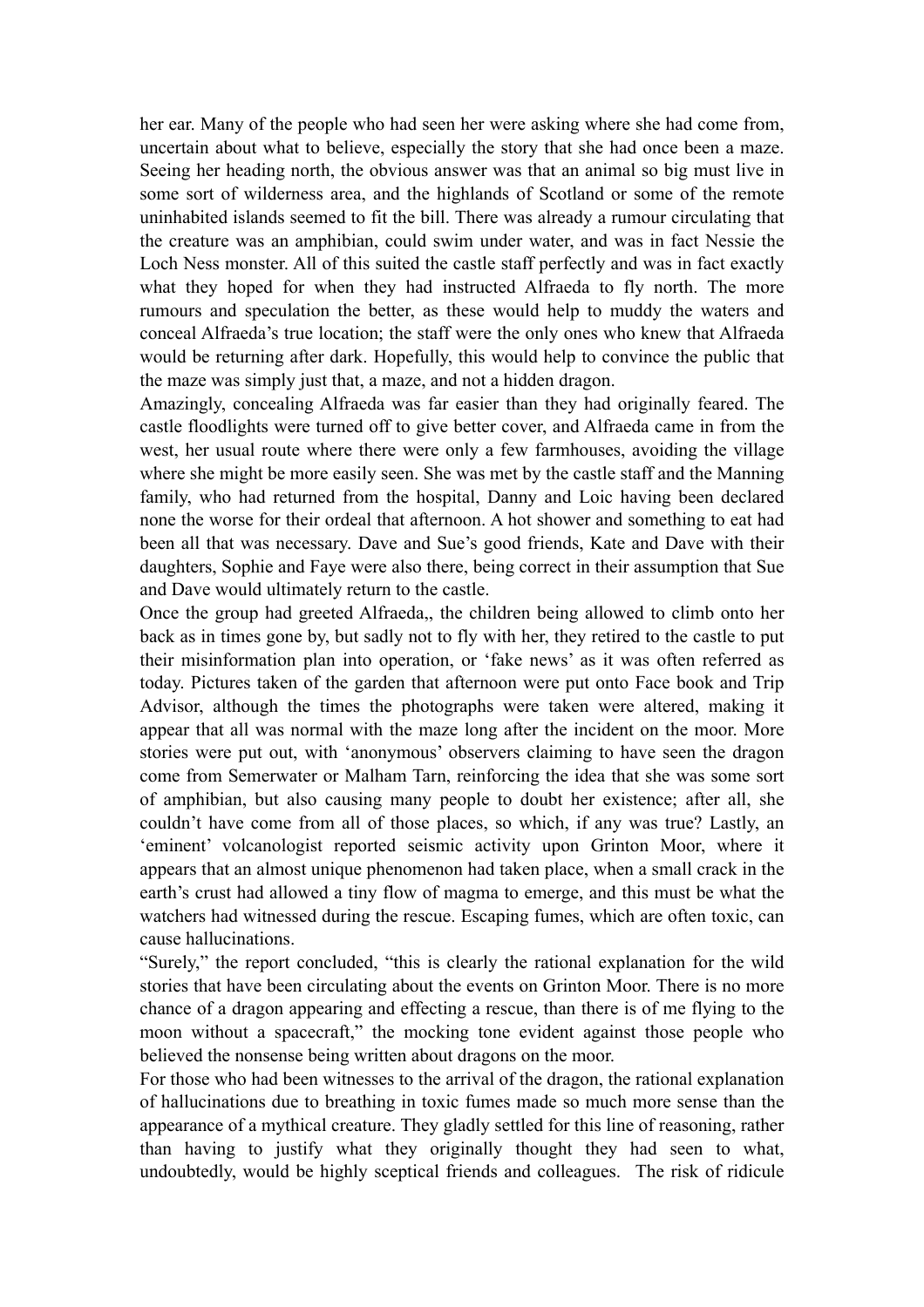her ear. Many of the people who had seen her were asking where she had come from, uncertain about what to believe, especially the story that she had once been a maze. Seeing her heading north, the obvious answer was that an animal so big must live in some sort of wilderness area, and the highlands of Scotland or some of the remote uninhabited islands seemed to fit the bill. There was already a rumour circulating that the creature was an amphibian, could swim under water, and was in fact Nessie the Loch Ness monster. All of this suited the castle staff perfectly and was in fact exactly what they hoped for when they had instructed Alfraeda to fly north. The more rumours and speculation the better, as these would help to muddy the waters and conceal Alfraeda's true location; the staff were the only ones who knew that Alfraeda would be returning after dark. Hopefully, this would help to convince the public that the maze was simply just that, a maze, and not a hidden dragon.

Amazingly, concealing Alfraeda was far easier than they had originally feared. The castle floodlights were turned off to give better cover, and Alfraeda came in from the west, her usual route where there were only a few farmhouses, avoiding the village where she might be more easily seen. She was met by the castle staff and the Manning family, who had returned from the hospital, Danny and Loic having been declared none the worse for their ordeal that afternoon. A hot shower and something to eat had been all that was necessary. Dave and Sue's good friends, Kate and Dave with their daughters, Sophie and Faye were also there, being correct in their assumption that Sue and Dave would ultimately return to the castle.

Once the group had greeted Alfraeda,, the children being allowed to climb onto her back as in times gone by, but sadly not to fly with her, they retired to the castle to put their misinformation plan into operation, or 'fake news' as it was often referred as today. Pictures taken of the garden that afternoon were put onto Face book and Trip Advisor, although the times the photographs were taken were altered, making it appear that all was normal with the maze long after the incident on the moor. More stories were put out, with 'anonymous' observers claiming to have seen the dragon come from Semerwater or Malham Tarn, reinforcing the idea that she was some sort of amphibian, but also causing many people to doubt her existence; after all, she couldn't have come from all of those places, so which, if any was true? Lastly, an 'eminent' volcanologist reported seismic activity upon Grinton Moor, where it appears that an almost unique phenomenon had taken place, when a small crack in the earth's crust had allowed a tiny flow of magma to emerge, and this must be what the watchers had witnessed during the rescue. Escaping fumes, which are often toxic, can cause hallucinations.

"Surely," the report concluded, "this is clearly the rational explanation for the wild stories that have been circulating about the events on Grinton Moor. There is no more chance of a dragon appearing and effecting a rescue, than there is of me flying to the moon without a spacecraft," the mocking tone evident against those people who believed the nonsense being written about dragons on the moor.

For those who had been witnesses to the arrival of the dragon, the rational explanation of hallucinations due to breathing in toxic fumes made so much more sense than the appearance of a mythical creature. They gladly settled for this line of reasoning, rather than having to justify what they originally thought they had seen to what, undoubtedly, would be highly sceptical friends and colleagues. The risk of ridicule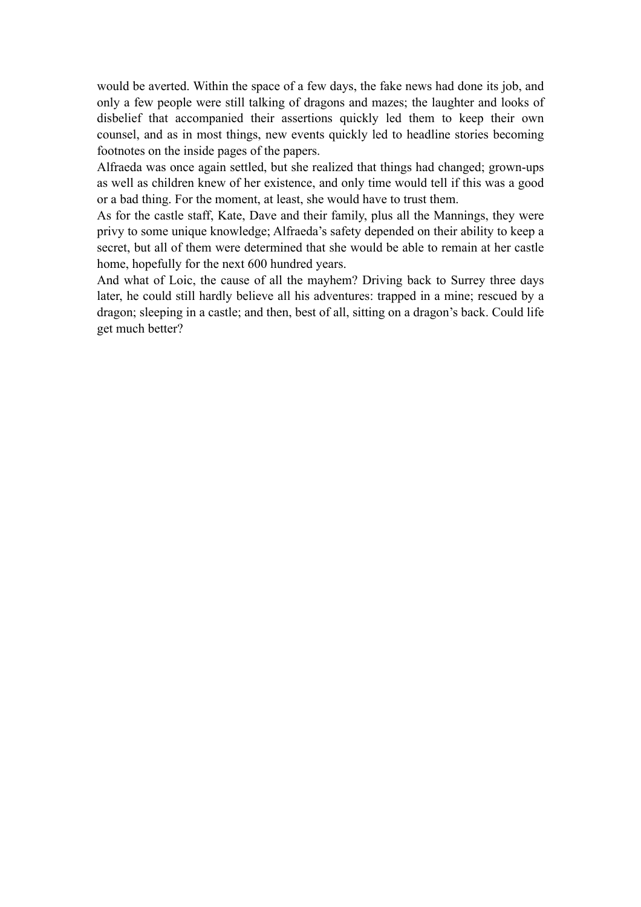would be averted. Within the space of a few days, the fake news had done its job, and only a few people were still talking of dragons and mazes; the laughter and looks of disbelief that accompanied their assertions quickly led them to keep their own counsel, and as in most things, new events quickly led to headline stories becoming footnotes on the inside pages of the papers.

Alfraeda was once again settled, but she realized that things had changed; grown-ups as well as children knew of her existence, and only time would tell if this was a good or a bad thing. For the moment, at least, she would have to trust them.

As for the castle staff, Kate, Dave and their family, plus all the Mannings, they were privy to some unique knowledge; Alfraeda's safety depended on their ability to keep a secret, but all of them were determined that she would be able to remain at her castle home, hopefully for the next 600 hundred years.

And what of Loic, the cause of all the mayhem? Driving back to Surrey three days later, he could still hardly believe all his adventures: trapped in a mine; rescued by a dragon; sleeping in a castle; and then, best of all, sitting on a dragon's back. Could life get much better?